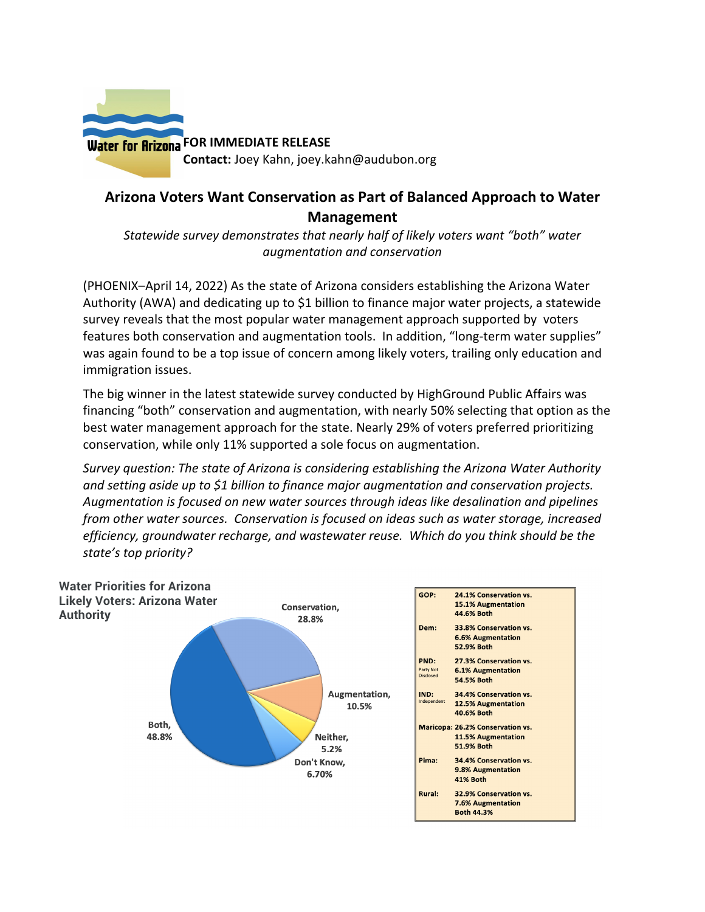Water for Arizona

**FOR IMMEDIATE RELEASE**
**Contact:** Joey Kahn, joey.kahn@audubon.org

# Arizona Voters Want Conservation as Part of Balanced Approach to Water Management

*Statewide survey demonstrates that nearly half of likely voters want "both" water augmentation and conservation*

(PHOENIX–April 14, 2022) As the state of Arizona considers establishing the Arizona Water Authority (AWA) and dedicating up to $1 billion to finance major water projects, a statewide survey reveals that the most popular water management approach supported by voters features both conservation and augmentation tools. In addition, "long-term water supplies" was again found to be a top issue of concern among likely voters, trailing only education and immigration issues.

The big winner in the latest statewide survey conducted by HighGround Public Affairs was financing "both" conservation and augmentation, with nearly 50% selecting that option as the best water management approach for the state. Nearly 29% of voters preferred prioritizing conservation, while only 11% supported a sole focus on augmentation.

*Survey question: The state of Arizona is considering establishing the Arizona Water Authority and setting aside up to $1 billion to finance major augmentation and conservation projects. Augmentation is focused on new water sources through ideas like desalination and pipelines from other water sources. Conservation is focused on ideas such as water storage, increased efficiency, groundwater recharge, and wastewater reuse. Which do you think should be the state's top priority?*

**Water Priorities for Arizona Likely Voters: Arizona Water Authority**

| Response | Share |
|---|---|
| Both | 48.8% |
| Conservation | 28.8% |
| Augmentation | 10.5% |
| Neither | 5.2% |
| Don't Know | 6.70% |

| Group | Results |
|---|---|
| GOP: | 24.1% Conservation vs. 15.1% Augmentation 44.6% Both |
| Dem: | 33.8% Conservation vs. 6.6% Augmentation 52.9% Both |
| PND: Party Not Disclosed | 27.3% Conservation vs. 6.1% Augmentation 54.5% Both |
| IND: Independent | 34.4% Conservation vs. 12.5% Augmentation 40.6% Both |
| Maricopa: | 26.2% Conservation vs. 11.5% Augmentation 51.9% Both |
| Pima: | 34.4% Conservation vs. 9.8% Augmentation 41% Both |
| Rural: | 32.9% Conservation vs. 7.6% Augmentation Both 44.3% |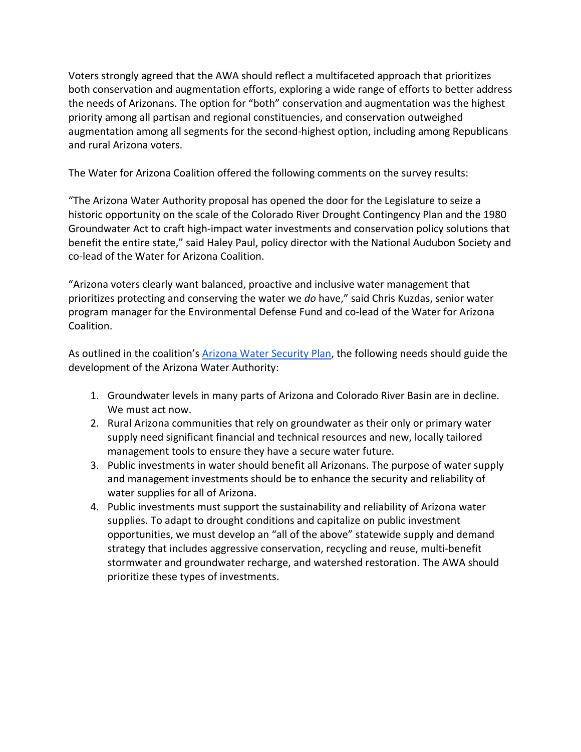Voters strongly agreed that the AWA should reflect a multifaceted approach that prioritizes both conservation and augmentation efforts, exploring a wide range of efforts to better address the needs of Arizonans. The option for "both" conservation and augmentation was the highest priority among all partisan and regional constituencies, and conservation outweighed augmentation among all segments for the second-highest option, including among Republicans and rural Arizona voters.

The Water for Arizona Coalition offered the following comments on the survey results:

"The Arizona Water Authority proposal has opened the door for the Legislature to seize a historic opportunity on the scale of the Colorado River Drought Contingency Plan and the 1980 Groundwater Act to craft high-impact water investments and conservation policy solutions that benefit the entire state," said Haley Paul, policy director with the National Audubon Society and co-lead of the Water for Arizona Coalition.

"Arizona voters clearly want balanced, proactive and inclusive water management that prioritizes protecting and conserving the water we *do* have," said Chris Kuzdas, senior water program manager for the Environmental Defense Fund and co-lead of the Water for Arizona Coalition.

As outlined in the coalition's Arizona Water Security Plan, the following needs should guide the development of the Arizona Water Authority:

1. Groundwater levels in many parts of Arizona and Colorado River Basin are in decline. We must act now.
2. Rural Arizona communities that rely on groundwater as their only or primary water supply need significant financial and technical resources and new, locally tailored management tools to ensure they have a secure water future.
3. Public investments in water should benefit all Arizonans. The purpose of water supply and management investments should be to enhance the security and reliability of water supplies for all of Arizona.
4. Public investments must support the sustainability and reliability of Arizona water supplies. To adapt to drought conditions and capitalize on public investment opportunities, we must develop an "all of the above" statewide supply and demand strategy that includes aggressive conservation, recycling and reuse, multi-benefit stormwater and groundwater recharge, and watershed restoration. The AWA should prioritize these types of investments.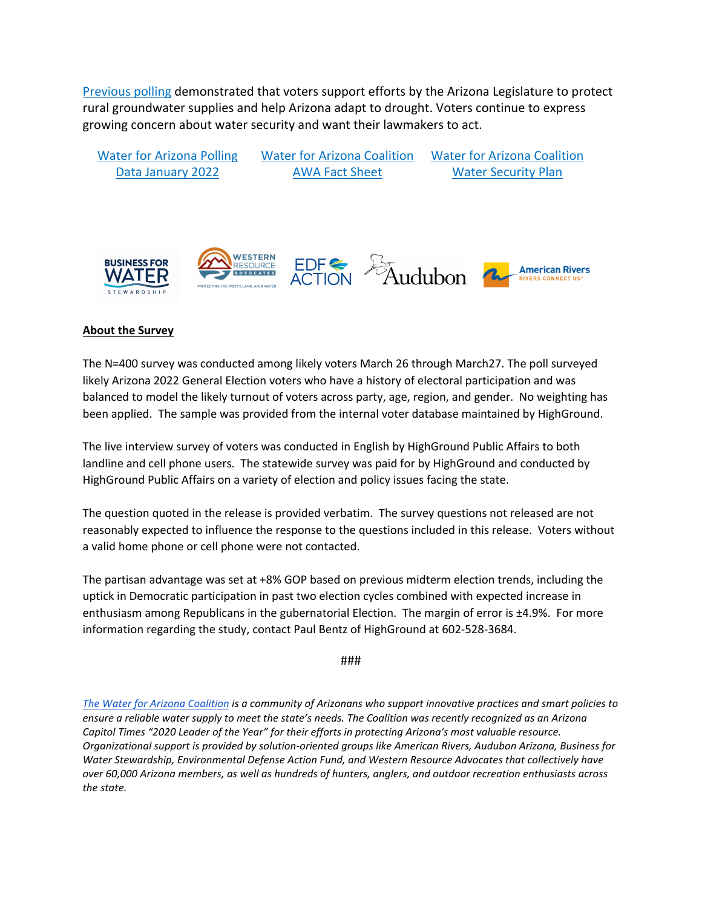Previous polling demonstrated that voters support efforts by the Arizona Legislature to protect rural groundwater supplies and help Arizona adapt to drought. Voters continue to express growing concern about water security and want their lawmakers to act.

Water for Arizona Polling Data January 2022 | Water for Arizona Coalition AWA Fact Sheet | Water for Arizona Coalition Water Security Plan

**About the Survey**

The N=400 survey was conducted among likely voters March 26 through March27. The poll surveyed likely Arizona 2022 General Election voters who have a history of electoral participation and was balanced to model the likely turnout of voters across party, age, region, and gender. No weighting has been applied. The sample was provided from the internal voter database maintained by HighGround.

The live interview survey of voters was conducted in English by HighGround Public Affairs to both landline and cell phone users. The statewide survey was paid for by HighGround and conducted by HighGround Public Affairs on a variety of election and policy issues facing the state.

The question quoted in the release is provided verbatim. The survey questions not released are not reasonably expected to influence the response to the questions included in this release. Voters without a valid home phone or cell phone were not contacted.

The partisan advantage was set at +8% GOP based on previous midterm election trends, including the uptick in Democratic participation in past two election cycles combined with expected increase in enthusiasm among Republicans in the gubernatorial Election. The margin of error is ±4.9%. For more information regarding the study, contact Paul Bentz of HighGround at 602-528-3684.

###

*The Water for Arizona Coalition is a community of Arizonans who support innovative practices and smart policies to ensure a reliable water supply to meet the state's needs. The Coalition was recently recognized as an Arizona Capitol Times "2020 Leader of the Year" for their efforts in protecting Arizona's most valuable resource. Organizational support is provided by solution-oriented groups like American Rivers, Audubon Arizona, Business for Water Stewardship, Environmental Defense Action Fund, and Western Resource Advocates that collectively have over 60,000 Arizona members, as well as hundreds of hunters, anglers, and outdoor recreation enthusiasts across the state.*